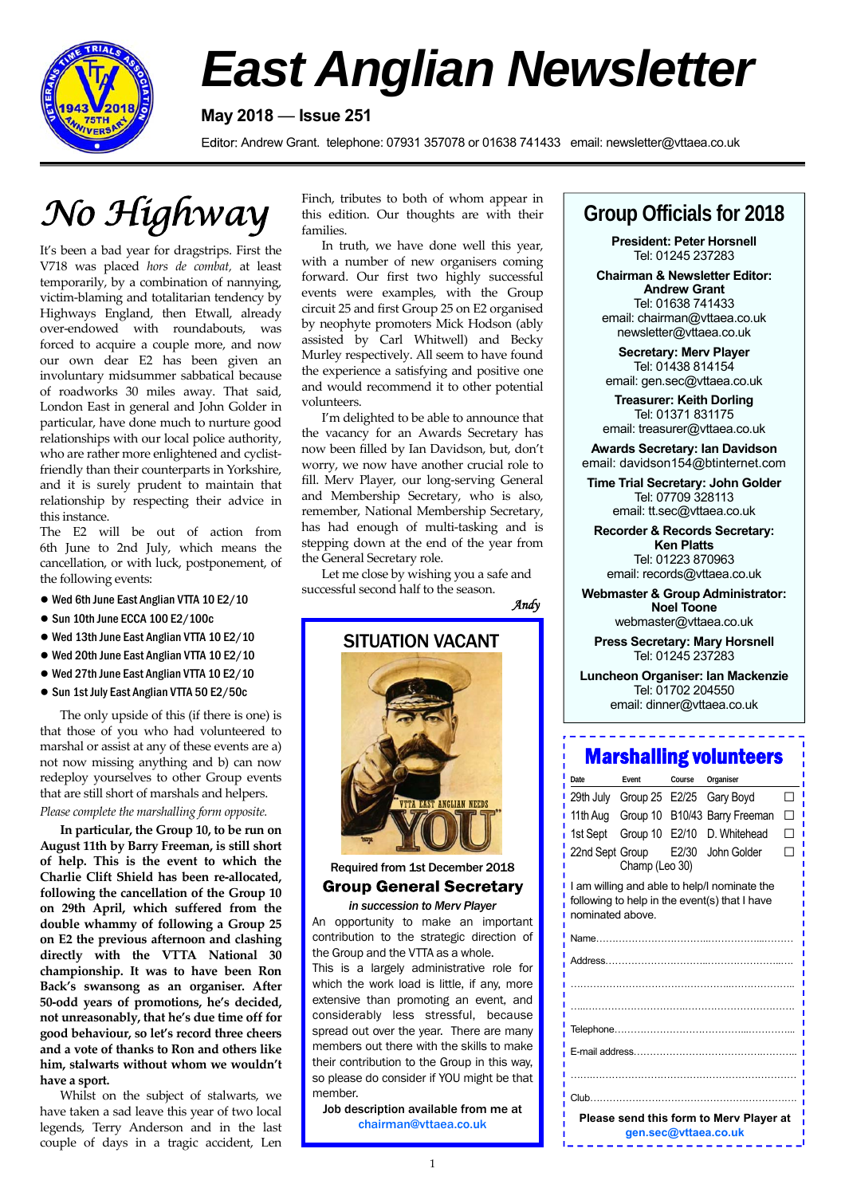# East Anglian Newsletter

**May 2018 — Issue 251**

Editor: Andrew Grant. telephone: 07931 357078 or 01638 741433 email: newsletter@vttaea.co.uk

## No Highway

It's been a bad year for dragstrips. First the V718 was placed *hors de combat,* at least temporarily, by a combination of nannying, victim-blaming and totalitarian tendency by Highways England, then Etwall, already over-endowed with roundabouts, was forced to acquire a couple more, and now our own dear E2 has been given an involuntary midsummer sabbatical because of roadworks 30 miles away. That said, London East in general and John Golder in particular, have done much to nurture good relationships with our local police authority, who are rather more enlightened and cyclist-friendly than their counterparts in Yorkshire, and it is surely prudent to maintain that relationship by respecting their advice in this instance.

The E2 will be out of action from 6th June to 2nd July, which means the cancellation, or with luck, postponement, of the following events:

- Wed 6th June East Anglian VTTA 10 E2/10
- Sun 10th June ECCA 100 E2/100c
- Wed 13th June East Anglian VTTA 10 E2/10
- Wed 20th June East Anglian VTTA 10 E2/10
- Wed 27th June East Anglian VTTA 10 E2/10
- Sun 1st July East Anglian VTTA 50 E2/50c

The only upside of this (if there is one) is that those of you who had volunteered to marshal or assist at any of these events are a) not now missing anything and b) can now redeploy yourselves to other Group events that are still short of marshals and helpers.

*Please complete the marshalling form opposite.*

**In particular, the Group 10, to be run on August 11th by Barry Freeman, is still short of help. This is the event to which the Charlie Clift Shield has been re-allocated, following the cancellation of the Group 10 on 29th April, which suffered from the double whammy of following a Group 25 on E2 the previous afternoon and clashing directly with the VTTA National 30 championship. It was to have been Ron Back's swansong as an organiser. After 50-odd years of promotions, he's decided, not unreasonably, that he's due time off for good behaviour, so let's record three cheers and a vote of thanks to Ron and others like him, stalwarts without whom we wouldn't have a sport.**

Whilst on the subject of stalwarts, we have taken a sad leave this year of two local legends, Terry Anderson and in the last couple of days in a tragic accident, Len Finch, tributes to both of whom appear in this edition. Our thoughts are with their families.

In truth, we have done well this year, with a number of new organisers coming forward. Our first two highly successful events were examples, with the Group circuit 25 and first Group 25 on E2 organised by neophyte promoters Mick Hodson (ably assisted by Carl Whitwell) and Becky Murley respectively. All seem to have found the experience a satisfying and positive one and would recommend it to other potential volunteers.

I'm delighted to be able to announce that the vacancy for an Awards Secretary has now been filled by Ian Davidson, but, don't worry, we now have another crucial role to fill. Merv Player, our long-serving General and Membership Secretary, who is also, remember, National Membership Secretary, has had enough of multi-tasking and is stepping down at the end of the year from the General Secretary role.

Let me close by wishing you a safe and successful second half to the season.

*Andy*

---

## SITUATION VACANT

VTTA EAST ANGLIAN NEEDS YOU

**Required from 1st December 2018**

**Group General Secretary**

***in succession to Merv Player***

An opportunity to make an important contribution to the strategic direction of the Group and the VTTA as a whole.

This is a largely administrative role for which the work load is little, if any, more extensive than promoting an event, and considerably less stressful, because spread out over the year. There are many members out there with the skills to make their contribution to the Group in this way, so please do consider if YOU might be that member.

**Job description available from me at chairman@vttaea.co.uk**

---

## Group Officials for 2018

**President: Peter Horsnell**
Tel: 01245 237283

**Chairman & Newsletter Editor: Andrew Grant**
Tel: 01638 741433
email: chairman@vttaea.co.uk
newsletter@vttaea.co.uk

**Secretary: Merv Player**
Tel: 01438 814154
email: gen.sec@vttaea.co.uk

**Treasurer: Keith Dorling**
Tel: 01371 831175
email: treasurer@vttaea.co.uk

**Awards Secretary: Ian Davidson**
email: davidson154@btinternet.com

**Time Trial Secretary: John Golder**
Tel: 07709 328113
email: tt.sec@vttaea.co.uk

**Recorder & Records Secretary: Ken Platts**
Tel: 01223 870963
email: records@vttaea.co.uk

**Webmaster & Group Administrator: Noel Toone**
webmaster@vttaea.co.uk

**Press Secretary: Mary Horsnell**
Tel: 01245 237283

**Luncheon Organiser: Ian Mackenzie**
Tel: 01702 204550
email: dinner@vttaea.co.uk

---

## Marshalling volunteers

| Date | Event | Course | Organiser | |
|---|---|---|---|---|
| 29th July | Group 25 | E2/25 | Gary Boyd | ☐ |
| 11th Aug | Group 10 | B10/43 | Barry Freeman | ☐ |
| 1st Sept | Group 10 | E2/10 | D. Whitehead | ☐ |
| 22nd Sept | Group Champ (Leo 30) | E2/30 | John Golder | ☐ |

I am willing and able to help/I nominate the following to help in the event(s) that I have nominated above.

Name……………………………………………………

Address…………………………………………………

……………………………………………………………

……………………………………………………………

Telephone………………………………………………

E-mail address…………………………………………

……………………………………………………………

Club……………………………………………………

**Please send this form to Merv Player at gen.sec@vttaea.co.uk**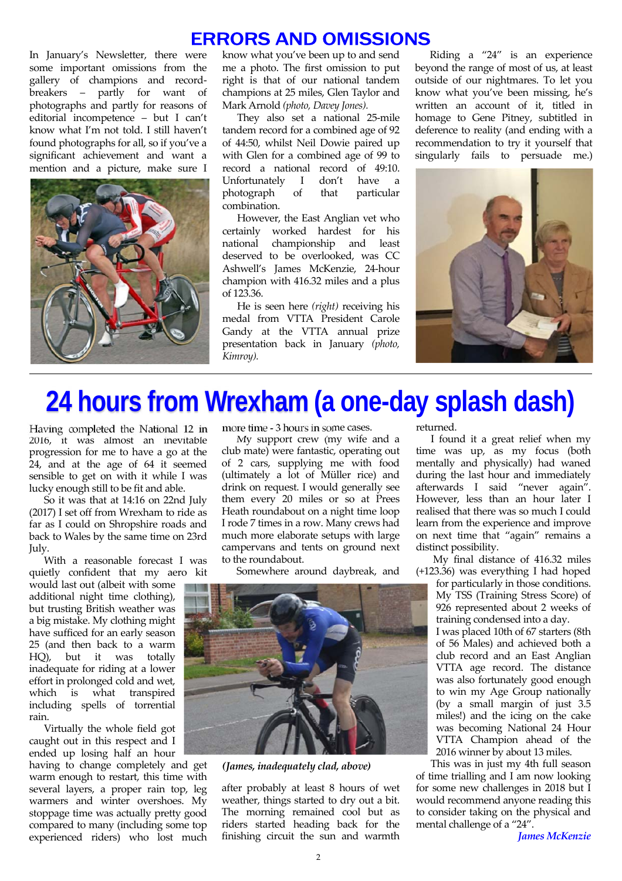# ERRORS AND OMISSIONS

In January's Newsletter, there were some important omissions from the gallery of champions and record-breakers – partly for want of photographs and partly for reasons of editorial incompetence – but I can't know what I'm not told. I still haven't found photographs for all, so if you've a significant achievement and want a mention and a picture, make sure I know what you've been up to and send me a photo. The first omission to put right is that of our national tandem champions at 25 miles, Glen Taylor and Mark Arnold *(photo, Davey Jones).*

They also set a national 25-mile tandem record for a combined age of 92 of 44:50, whilst Neil Dowie paired up with Glen for a combined age of 99 to record a national record of 49:10. Unfortunately I don't have a photograph of that particular combination.

However, the East Anglian vet who certainly worked hardest for his national championship and least deserved to be overlooked, was CC Ashwell's James McKenzie, 24-hour champion with 416.32 miles and a plus of 123.36.

He is seen here *(right)* receiving his medal from VTTA President Carole Gandy at the VTTA annual prize presentation back in January *(photo, Kimroy).*

Riding a "24" is an experience beyond the range of most of us, at least outside of our nightmares. To let you know what you've been missing, he's written an account of it, titled in homage to Gene Pitney, subtitled in deference to reality (and ending with a recommendation to try it yourself that singularly fails to persuade me.)

# 24 hours from Wrexham (a one-day splash dash)

Having completed the National 12 in 2016, it was almost an inevitable progression for me to have a go at the 24, and at the age of 64 it seemed sensible to get on with it while I was lucky enough still to be fit and able.

So it was that at 14:16 on 22nd July (2017) I set off from Wrexham to ride as far as I could on Shropshire roads and back to Wales by the same time on 23rd July.

With a reasonable forecast I was quietly confident that my aero kit would last out (albeit with some additional night time clothing), but trusting British weather was a big mistake. My clothing might have sufficed for an early season 25 (and then back to a warm HQ), but it was totally inadequate for riding at a lower effort in prolonged cold and wet, which is what transpired including spells of torrential rain.

Virtually the whole field got caught out in this respect and I ended up losing half an hour having to change completely and get warm enough to restart, this time with several layers, a proper rain top, leg warmers and winter overshoes. My stoppage time was actually pretty good compared to many (including some top experienced riders) who lost much more time - 3 hours in some cases.

My support crew (my wife and a club mate) were fantastic, operating out of 2 cars, supplying me with food (ultimately a lot of Müller rice) and drink on request. I would generally see them every 20 miles or so at Prees Heath roundabout on a night time loop I rode 7 times in a row. Many crews had much more elaborate setups with large campervans and tents on ground next to the roundabout.

Somewhere around daybreak, and after probably at least 8 hours of wet weather, things started to dry out a bit. The morning remained cool but as riders started heading back for the finishing circuit the sun and warmth returned.

*(James, inadequately clad, above)*

I found it a great relief when my time was up, as my focus (both mentally and physically) had waned during the last hour and immediately afterwards I said "never again". However, less than an hour later I realised that there was so much I could learn from the experience and improve on next time that "again" remains a distinct possibility.

My final distance of 416.32 miles (+123.36) was everything I had hoped for particularly in those conditions. My TSS (Training Stress Score) of 926 represented about 2 weeks of training condensed into a day.

I was placed 10th of 67 starters (8th of 56 Males) and achieved both a club record and an East Anglian VTTA age record. The distance was also fortunately good enough to win my Age Group nationally (by a small margin of just 3.5 miles!) and the icing on the cake was becoming National 24 Hour VTTA Champion ahead of the 2016 winner by about 13 miles.

This was in just my 4th full season of time trialling and I am now looking for some new challenges in 2018 but I would recommend anyone reading this to consider taking on the physical and mental challenge of a "24".

*James McKenzie*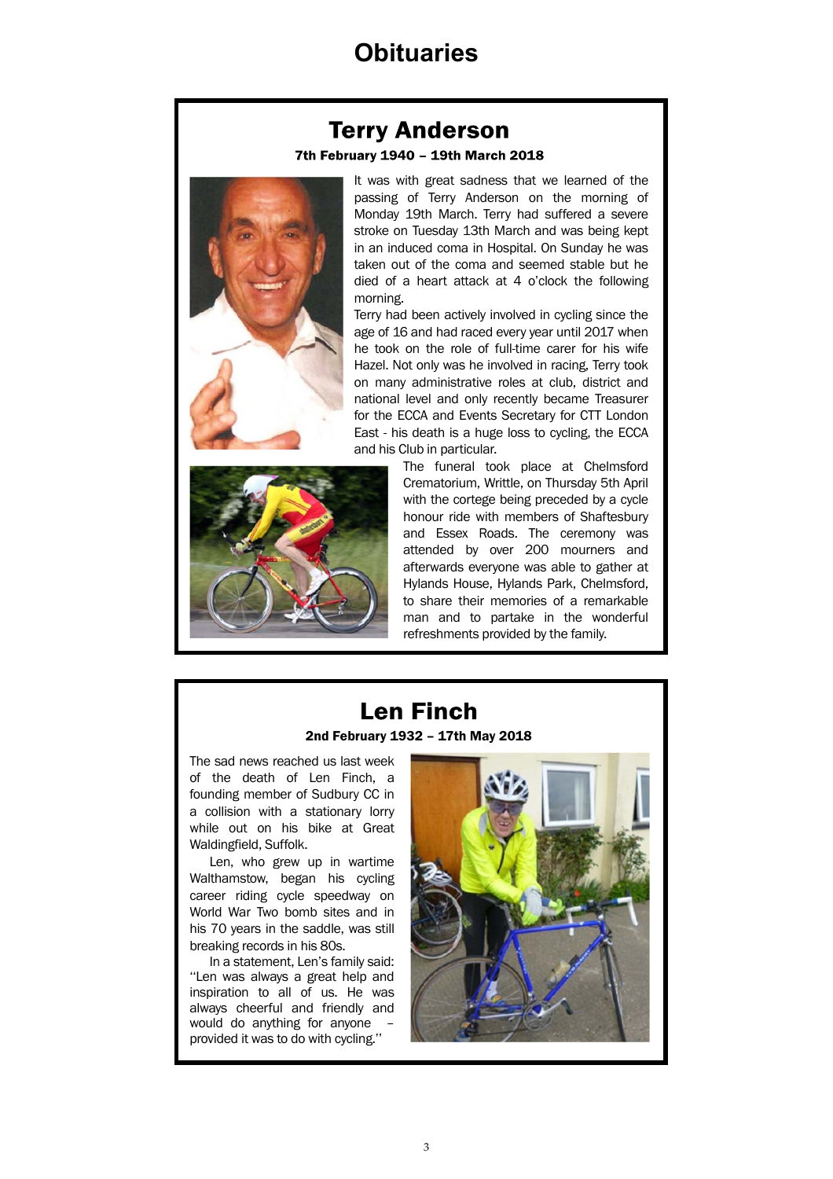# Obituaries

## Terry Anderson

**7th February 1940 – 19th March 2018**

It was with great sadness that we learned of the passing of Terry Anderson on the morning of Monday 19th March. Terry had suffered a severe stroke on Tuesday 13th March and was being kept in an induced coma in Hospital. On Sunday he was taken out of the coma and seemed stable but he died of a heart attack at 4 o'clock the following morning.

Terry had been actively involved in cycling since the age of 16 and had raced every year until 2017 when he took on the role of full-time carer for his wife Hazel. Not only was he involved in racing, Terry took on many administrative roles at club, district and national level and only recently became Treasurer for the ECCA and Events Secretary for CTT London East - his death is a huge loss to cycling, the ECCA and his Club in particular.

The funeral took place at Chelmsford Crematorium, Writtle, on Thursday 5th April with the cortege being preceded by a cycle honour ride with members of Shaftesbury and Essex Roads. The ceremony was attended by over 200 mourners and afterwards everyone was able to gather at Hylands House, Hylands Park, Chelmsford, to share their memories of a remarkable man and to partake in the wonderful refreshments provided by the family.

## Len Finch

**2nd February 1932 – 17th May 2018**

The sad news reached us last week of the death of Len Finch, a founding member of Sudbury CC in a collision with a stationary lorry while out on his bike at Great Waldingfield, Suffolk.

Len, who grew up in wartime Walthamstow, began his cycling career riding cycle speedway on World War Two bomb sites and in his 70 years in the saddle, was still breaking records in his 80s.

In a statement, Len's family said: "Len was always a great help and inspiration to all of us. He was always cheerful and friendly and would do anything for anyone – provided it was to do with cycling."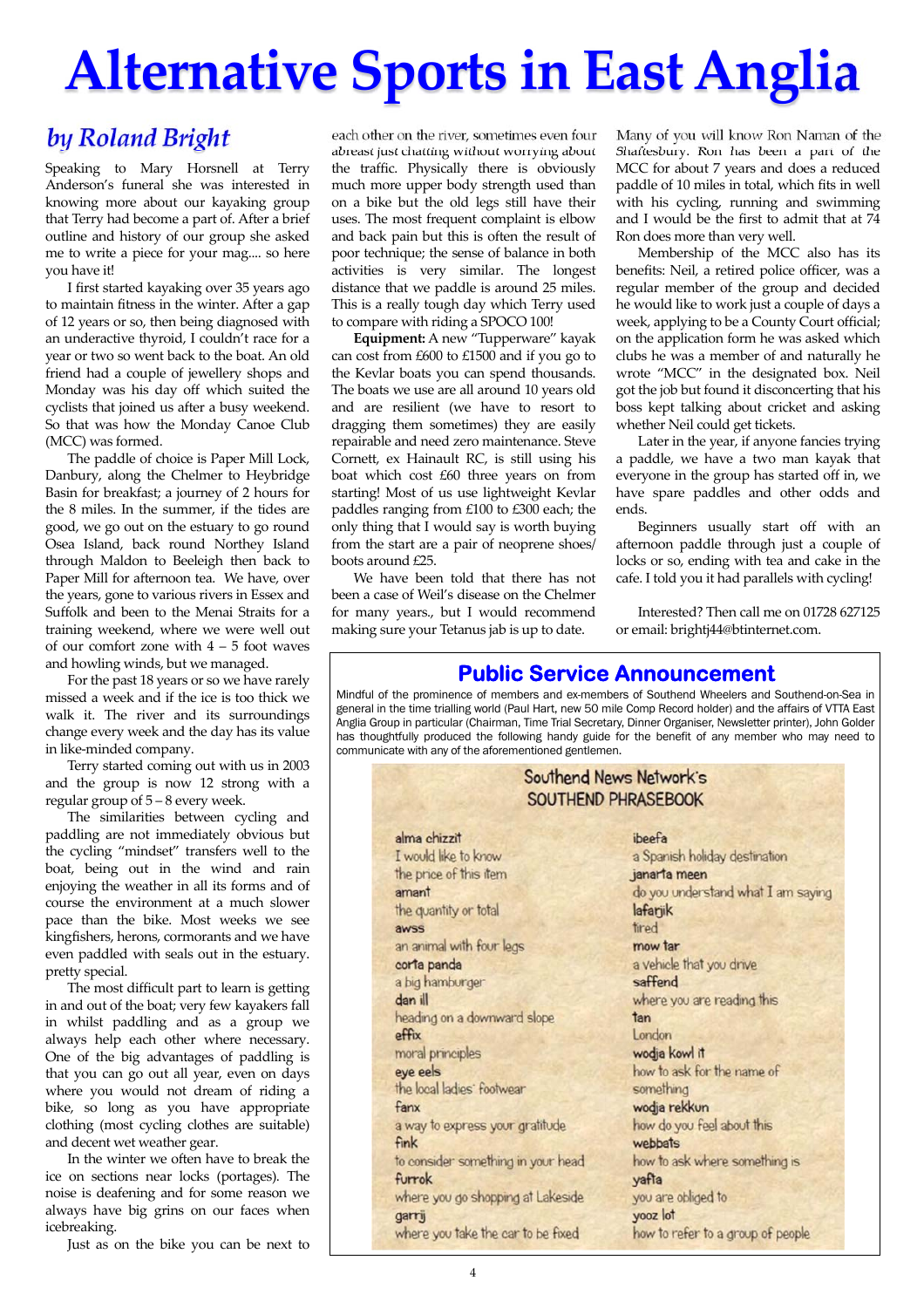# Alternative Sports in East Anglia

## *by Roland Bright*

Speaking to Mary Horsnell at Terry Anderson's funeral she was interested in knowing more about our kayaking group that Terry had become a part of. After a brief outline and history of our group she asked me to write a piece for your mag.... so here you have it!

I first started kayaking over 35 years ago to maintain fitness in the winter. After a gap of 12 years or so, then being diagnosed with an underactive thyroid, I couldn't race for a year or two so went back to the boat. An old friend had a couple of jewellery shops and Monday was his day off which suited the cyclists that joined us after a busy weekend. So that was how the Monday Canoe Club (MCC) was formed.

The paddle of choice is Paper Mill Lock, Danbury, along the Chelmer to Heybridge Basin for breakfast; a journey of 2 hours for the 8 miles. In the summer, if the tides are good, we go out on the estuary to go round Osea Island, back round Northey Island through Maldon to Beeleigh then back to Paper Mill for afternoon tea. We have, over the years, gone to various rivers in Essex and Suffolk and been to the Menai Straits for a training weekend, where we were well out of our comfort zone with 4 – 5 foot waves and howling winds, but we managed.

For the past 18 years or so we have rarely missed a week and if the ice is too thick we walk it. The river and its surroundings change every week and the day has its value in like-minded company.

Terry started coming out with us in 2003 and the group is now 12 strong with a regular group of 5 – 8 every week.

The similarities between cycling and paddling are not immediately obvious but the cycling "mindset" transfers well to the boat, being out in the wind and rain enjoying the weather in all its forms and of course the environment at a much slower pace than the bike. Most weeks we see kingfishers, herons, cormorants and we have even paddled with seals out in the estuary. pretty special.

The most difficult part to learn is getting in and out of the boat; very few kayakers fall in whilst paddling and as a group we always help each other where necessary. One of the big advantages of paddling is that you can go out all year, even on days where you would not dream of riding a bike, so long as you have appropriate clothing (most cycling clothes are suitable) and decent wet weather gear.

In the winter we often have to break the ice on sections near locks (portages). The noise is deafening and for some reason we always have big grins on our faces when icebreaking.

Just as on the bike you can be next to each other on the river, sometimes even four abreast just chatting without worrying about the traffic. Physically there is obviously much more upper body strength used than on a bike but the old legs still have their uses. The most frequent complaint is elbow and back pain but this is often the result of poor technique; the sense of balance in both activities is very similar. The longest distance that we paddle is around 25 miles. This is a really tough day which Terry used to compare with riding a SPOCO 100!

**Equipment:** A new "Tupperware" kayak can cost from £600 to £1500 and if you go to the Kevlar boats you can spend thousands. The boats we use are all around 10 years old and are resilient (we have to resort to dragging them sometimes) they are easily repairable and need zero maintenance. Steve Cornett, ex Hainault RC, is still using his boat which cost £60 three years on from starting! Most of us use lightweight Kevlar paddles ranging from £100 to £300 each; the only thing that I would say is worth buying from the start are a pair of neoprene shoes/boots around £25.

We have been told that there has not been a case of Weil's disease on the Chelmer for many years., but I would recommend making sure your Tetanus jab is up to date.

Many of you will know Ron Naman of the Shaftesbury. Ron has been a part of the MCC for about 7 years and does a reduced paddle of 10 miles in total, which fits in well with his cycling, running and swimming and I would be the first to admit that at 74 Ron does more than very well.

Membership of the MCC also has its benefits: Neil, a retired police officer, was a regular member of the group and decided he would like to work just a couple of days a week, applying to be a County Court official; on the application form he was asked which clubs he was a member of and naturally he wrote "MCC" in the designated box. Neil got the job but found it disconcerting that his boss kept talking about cricket and asking whether Neil could get tickets.

Later in the year, if anyone fancies trying a paddle, we have a two man kayak that everyone in the group has started off in, we have spare paddles and other odds and ends.

Beginners usually start off with an afternoon paddle through just a couple of locks or so, ending with tea and cake in the cafe. I told you it had parallels with cycling!

Interested? Then call me on 01728 627125 or email: brightj44@btinternet.com.

## Public Service Announcement

Mindful of the prominence of members and ex-members of Southend Wheelers and Southend-on-Sea in general in the time trialling world (Paul Hart, new 50 mile Comp Record holder) and the affairs of VTTA East Anglia Group in particular (Chairman, Time Trial Secretary, Dinner Organiser, Newsletter printer), John Golder has thoughtfully produced the following handy guide for the benefit of any member who may need to communicate with any of the aforementioned gentlemen.

### Southend News Network's SOUTHEND PHRASEBOOK

**alma chizzit**
I would like to know the price of this item

**amant**
the quantity or total

**awss**
an animal with four legs

**corta panda**
a big hamburger

**dan ill**
heading on a downward slope

**effix**
moral principles

**eye eels**
the local ladies' footwear

**fanx**
a way to express your gratitude

**fink**
to consider something in your head

**furrok**
where you go shopping at Lakeside

**garrij**
where you take the car to be fixed

**ibeefa**
a Spanish holiday destination

**janarta meen**
do you understand what I am saying

**lafarjik**
tired

**mow tar**
a vehicle that you drive

**saffend**
where you are reading this

**tan**
London

**wodja kowl it**
how to ask for the name of something

**wodja rekkun**
how do you feel about this

**webbats**
how to ask where something is

**yafta**
you are obliged to

**yooz lot**
how to refer to a group of people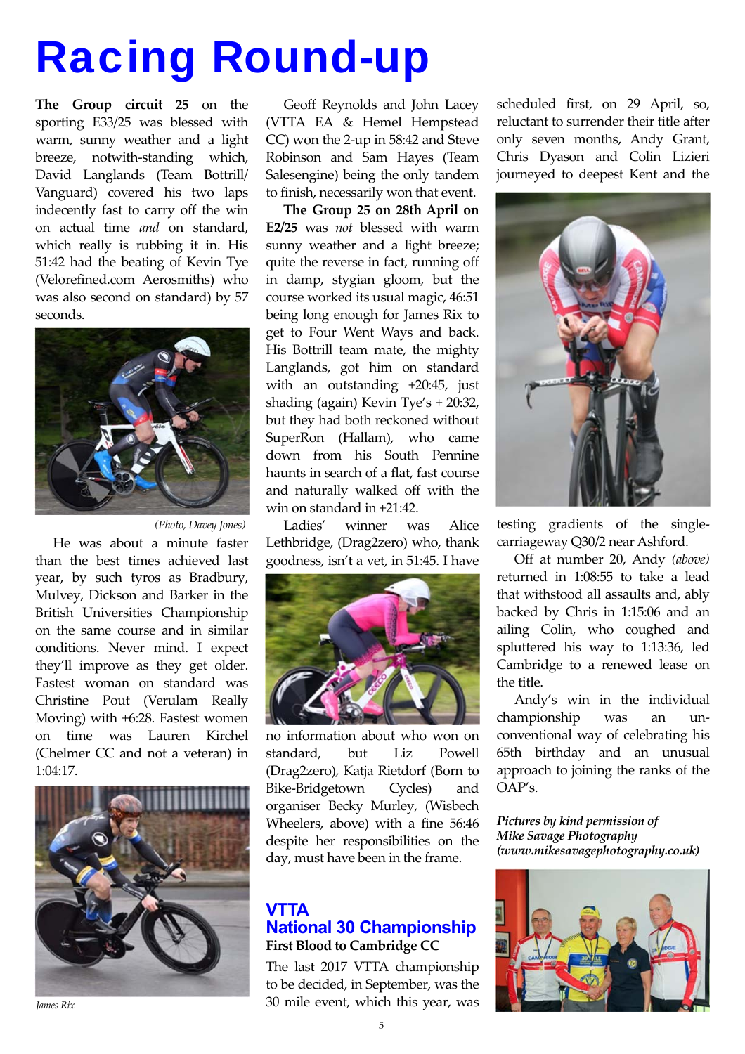# Racing Round-up

**The Group circuit 25** on the sporting E33/25 was blessed with warm, sunny weather and a light breeze, notwith-standing which, David Langlands (Team Bottrill/ Vanguard) covered his two laps indecently fast to carry off the win on actual time *and* on standard, which really is rubbing it in. His 51:42 had the beating of Kevin Tye (Velorefined.com Aerosmiths) who was also second on standard) by 57 seconds.

*(Photo, Davey Jones)*

He was about a minute faster than the best times achieved last year, by such tyros as Bradbury, Mulvey, Dickson and Barker in the British Universities Championship on the same course and in similar conditions. Never mind. I expect they'll improve as they get older. Fastest woman on standard was Christine Pout (Verulam Really Moving) with +6:28. Fastest women on time was Lauren Kirchel (Chelmer CC and not a veteran) in 1:04:17.

*James Rix*

Geoff Reynolds and John Lacey (VTTA EA & Hemel Hempstead CC) won the 2-up in 58:42 and Steve Robinson and Sam Hayes (Team Salesengine) being the only tandem to finish, necessarily won that event.

**The Group 25 on 28th April on E2/25** was *not* blessed with warm sunny weather and a light breeze; quite the reverse in fact, running off in damp, stygian gloom, but the course worked its usual magic, 46:51 being long enough for James Rix to get to Four Went Ways and back. His Bottrill team mate, the mighty Langlands, got him on standard with an outstanding +20:45, just shading (again) Kevin Tye's + 20:32, but they had both reckoned without SuperRon (Hallam), who came down from his South Pennine haunts in search of a flat, fast course and naturally walked off with the win on standard in +21:42.

Ladies' winner was Alice Lethbridge, (Drag2zero) who, thank goodness, isn't a vet, in 51:45. I have no information about who won on standard, but Liz Powell (Drag2zero), Katja Rietdorf (Born to Bike-Bridgetown Cycles) and organiser Becky Murley, (Wisbech Wheelers, above) with a fine 56:46 despite her responsibilities on the day, must have been in the frame.

## VTTA National 30 Championship

### First Blood to Cambridge CC

The last 2017 VTTA championship to be decided, in September, was the 30 mile event, which this year, was scheduled first, on 29 April, so, reluctant to surrender their title after only seven months, Andy Grant, Chris Dyason and Colin Lizieri journeyed to deepest Kent and the testing gradients of the single-carriageway Q30/2 near Ashford.

Off at number 20, Andy *(above)* returned in 1:08:55 to take a lead that withstood all assaults and, ably backed by Chris in 1:15:06 and an ailing Colin, who coughed and spluttered his way to 1:13:36, led Cambridge to a renewed lease on the title.

Andy's win in the individual championship was an un-conventional way of celebrating his 65th birthday and an unusual approach to joining the ranks of the OAP's.

***Pictures by kind permission of Mike Savage Photography (www.mikesavagephotography.co.uk)***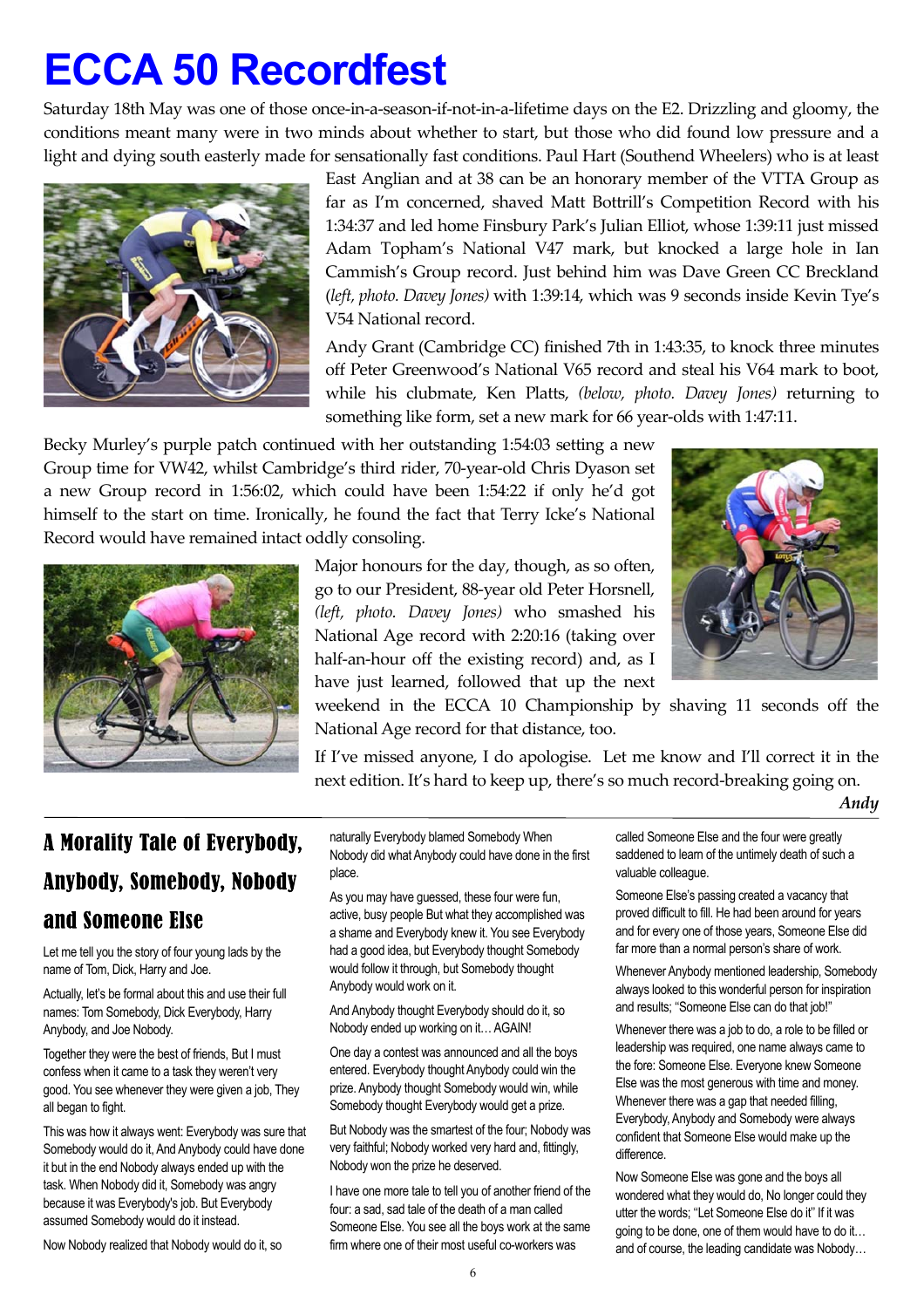# ECCA 50 Recordfest

Saturday 18th May was one of those once-in-a-season-if-not-in-a-lifetime days on the E2. Drizzling and gloomy, the conditions meant many were in two minds about whether to start, but those who did found low pressure and a light and dying south easterly made for sensationally fast conditions. Paul Hart (Southend Wheelers) who is at least East Anglian and at 38 can be an honorary member of the VTTA Group as far as I'm concerned, shaved Matt Bottrill's Competition Record with his 1:34:37 and led home Finsbury Park's Julian Elliot, whose 1:39:11 just missed Adam Topham's National V47 mark, but knocked a large hole in Ian Cammish's Group record. Just behind him was Dave Green CC Breckland *(left, photo. Davey Jones)* with 1:39:14, which was 9 seconds inside Kevin Tye's V54 National record.

Andy Grant (Cambridge CC) finished 7th in 1:43:35, to knock three minutes off Peter Greenwood's National V65 record and steal his V64 mark to boot, while his clubmate, Ken Platts, *(below, photo. Davey Jones)* returning to something like form, set a new mark for 66 year-olds with 1:47:11.

Becky Murley's purple patch continued with her outstanding 1:54:03 setting a new Group time for VW42, whilst Cambridge's third rider, 70-year-old Chris Dyason set a new Group record in 1:56:02, which could have been 1:54:22 if only he'd got himself to the start on time. Ironically, he found the fact that Terry Icke's National Record would have remained intact oddly consoling.

Major honours for the day, though, as so often, go to our President, 88-year old Peter Horsnell, *(left, photo. Davey Jones)* who smashed his National Age record with 2:20:16 (taking over half-an-hour off the existing record) and, as I have just learned, followed that up the next weekend in the ECCA 10 Championship by shaving 11 seconds off the National Age record for that distance, too.

If I've missed anyone, I do apologise. Let me know and I'll correct it in the next edition. It's hard to keep up, there's so much record-breaking going on.

***Andy***

## A Morality Tale of Everybody, Anybody, Somebody, Nobody and Someone Else

Let me tell you the story of four young lads by the name of Tom, Dick, Harry and Joe.

Actually, let's be formal about this and use their full names: Tom Somebody, Dick Everybody, Harry Anybody, and Joe Nobody.

Together they were the best of friends, But I must confess when it came to a task they weren't very good. You see whenever they were given a job, They all began to fight.

This was how it always went: Everybody was sure that Somebody would do it, And Anybody could have done it but in the end Nobody always ended up with the task. When Nobody did it, Somebody was angry because it was Everybody's job. But Everybody assumed Somebody would do it instead.

Now Nobody realized that Nobody would do it, so naturally Everybody blamed Somebody When Nobody did what Anybody could have done in the first place.

As you may have guessed, these four were fun, active, busy people But what they accomplished was a shame and Everybody knew it. You see Everybody had a good idea, but Everybody thought Somebody would follow it through, but Somebody thought Anybody would work on it.

And Anybody thought Everybody should do it, so Nobody ended up working on it… AGAIN!

One day a contest was announced and all the boys entered. Everybody thought Anybody could win the prize. Anybody thought Somebody would win, while Somebody thought Everybody would get a prize.

But Nobody was the smartest of the four; Nobody was very faithful; Nobody worked very hard and, fittingly, Nobody won the prize he deserved.

I have one more tale to tell you of another friend of the four: a sad, sad tale of the death of a man called Someone Else. You see all the boys work at the same firm where one of their most useful co-workers was called Someone Else and the four were greatly saddened to learn of the untimely death of such a valuable colleague.

Someone Else's passing created a vacancy that proved difficult to fill. He had been around for years and for every one of those years, Someone Else did far more than a normal person's share of work.

Whenever Anybody mentioned leadership, Somebody always looked to this wonderful person for inspiration and results; "Someone Else can do that job!"

Whenever there was a job to do, a role to be filled or leadership was required, one name always came to the fore: Someone Else. Everyone knew Someone Else was the most generous with time and money. Whenever there was a gap that needed filling, Everybody, Anybody and Somebody were always confident that Someone Else would make up the difference.

Now Someone Else was gone and the boys all wondered what they would do, No longer could they utter the words; "Let Someone Else do it" If it was going to be done, one of them would have to do it… and of course, the leading candidate was Nobody…